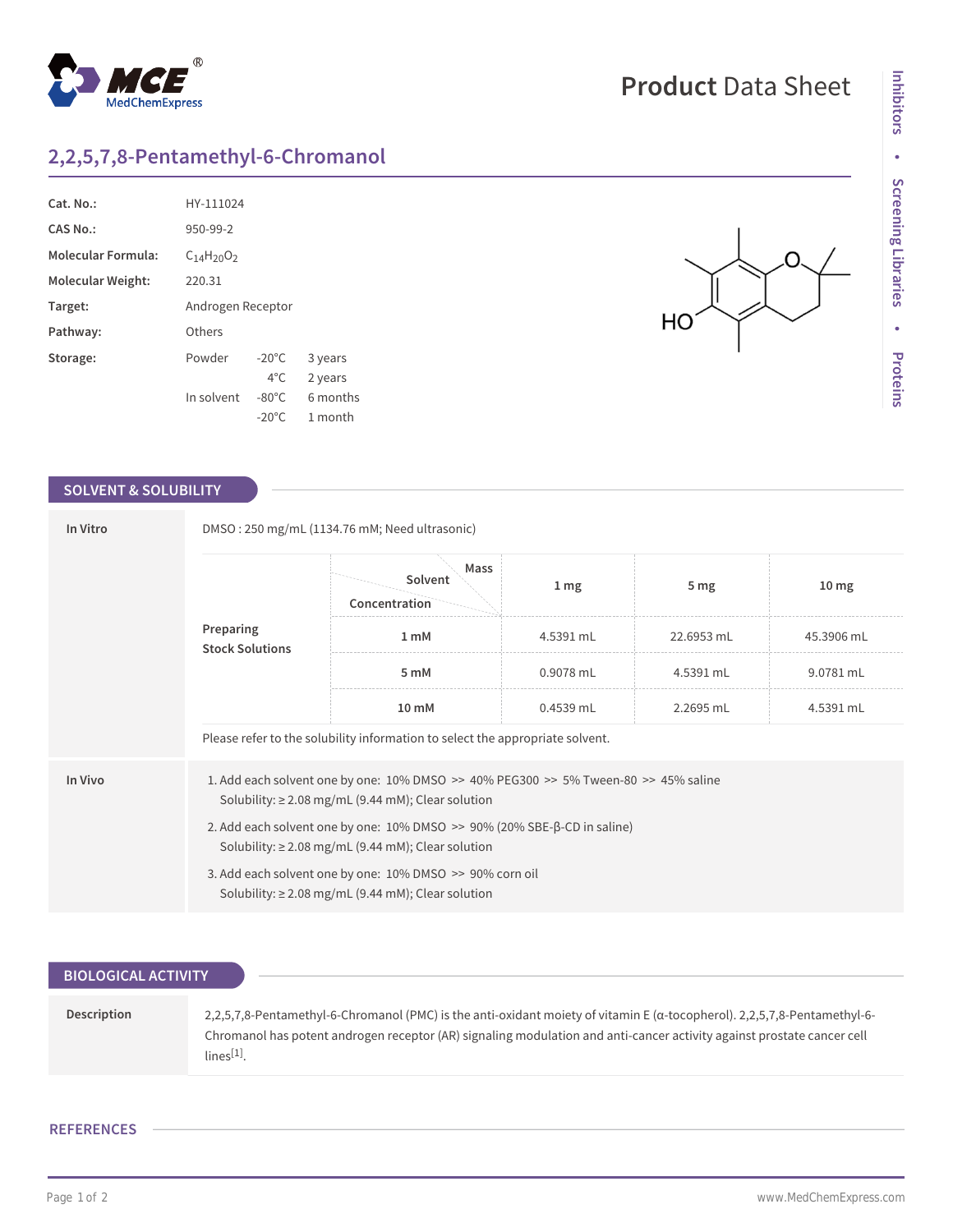# Product Data Sheet

## 2,2,5,7,8-Pentamethyl-6-Chromanol

| | |
|---|---|
| **Cat. No.:** | HY-111024 |
| **CAS No.:** | 950-99-2 |
| **Molecular Formula:** | $C_{14}H_{20}O_2$ |
| **Molecular Weight:** | 220.31 |
| **Target:** | Androgen Receptor |
| **Pathway:** | Others |

**Storage:**

| | | |
|---|---|---|
| Powder | -20°C | 3 years |
| | 4°C | 2 years |
| In solvent | -80°C | 6 months |
| | -20°C | 1 month |

## SOLVENT & SOLUBILITY

### In Vitro

DMSO : 250 mg/mL (1134.76 mM; Need ultrasonic)

**Preparing Stock Solutions**

| Solvent Concentration / Mass | 1 mg | 5 mg | 10 mg |
|---|---|---|---|
| 1 mM | 4.5391 mL | 22.6953 mL | 45.3906 mL |
| 5 mM | 0.9078 mL | 4.5391 mL | 9.0781 mL |
| 10 mM | 0.4539 mL | 2.2695 mL | 4.5391 mL |

Please refer to the solubility information to select the appropriate solvent.

### In Vivo

1. Add each solvent one by one: 10% DMSO >> 40% PEG300 >> 5% Tween-80 >> 45% saline
   Solubility: ≥ 2.08 mg/mL (9.44 mM); Clear solution
2. Add each solvent one by one: 10% DMSO >> 90% (20% SBE-β-CD in saline)
   Solubility: ≥ 2.08 mg/mL (9.44 mM); Clear solution
3. Add each solvent one by one: 10% DMSO >> 90% corn oil
   Solubility: ≥ 2.08 mg/mL (9.44 mM); Clear solution

## BIOLOGICAL ACTIVITY

**Description**

2,2,5,7,8-Pentamethyl-6-Chromanol (PMC) is the anti-oxidant moiety of vitamin E (α-tocopherol). 2,2,5,7,8-Pentamethyl-6-Chromanol has potent androgen receptor (AR) signaling modulation and anti-cancer activity against prostate cancer cell lines[1].

## REFERENCES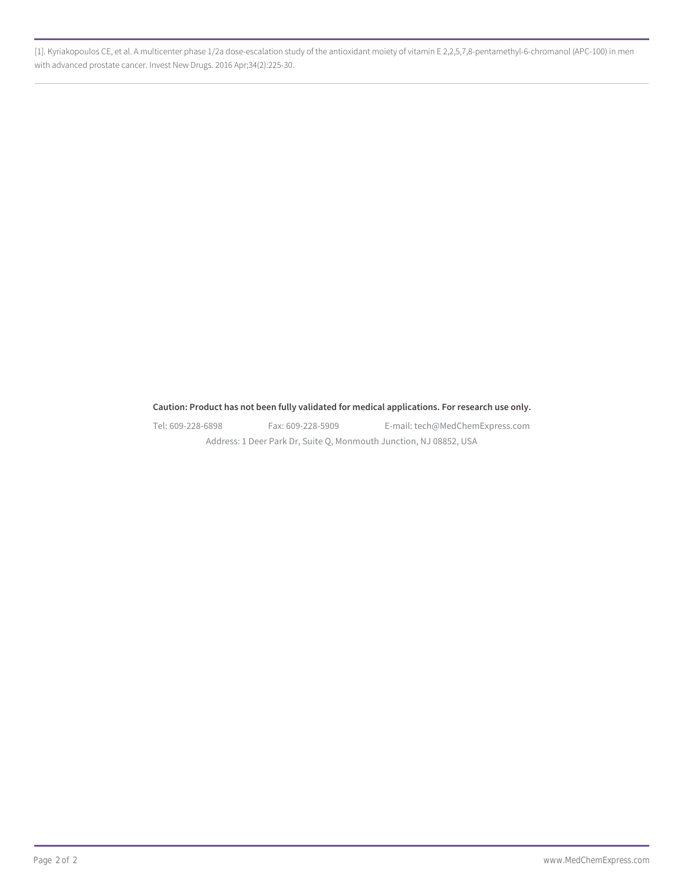[1]. Kyriakopoulos CE, et al. A multicenter phase 1/2a dose-escalation study of the antioxidant moiety of vitamin E 2,2,5,7,8-pentamethyl-6-chromanol (APC-100) in men with advanced prostate cancer. Invest New Drugs. 2016 Apr;34(2):225-30.

**Caution: Product has not been fully validated for medical applications. For research use only.**

Tel: 609-228-6898 Fax: 609-228-5909 E-mail: tech@MedChemExpress.com

Address: 1 Deer Park Dr, Suite Q, Monmouth Junction, NJ 08852, USA